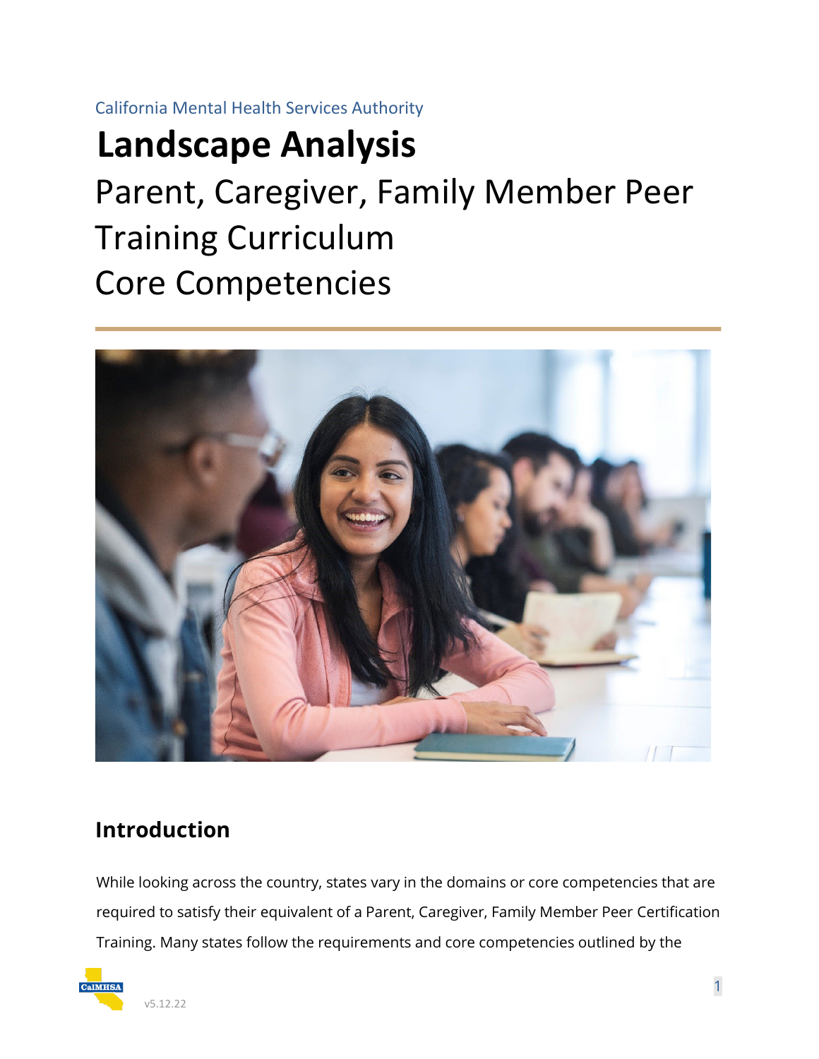California Mental Health Services Authority

# Landscape Analysis

## Parent, Caregiver, Family Member Peer Training Curriculum Core Competencies

## Introduction

While looking across the country, states vary in the domains or core competencies that are required to satisfy their equivalent of a Parent, Caregiver, Family Member Peer Certification Training. Many states follow the requirements and core competencies outlined by the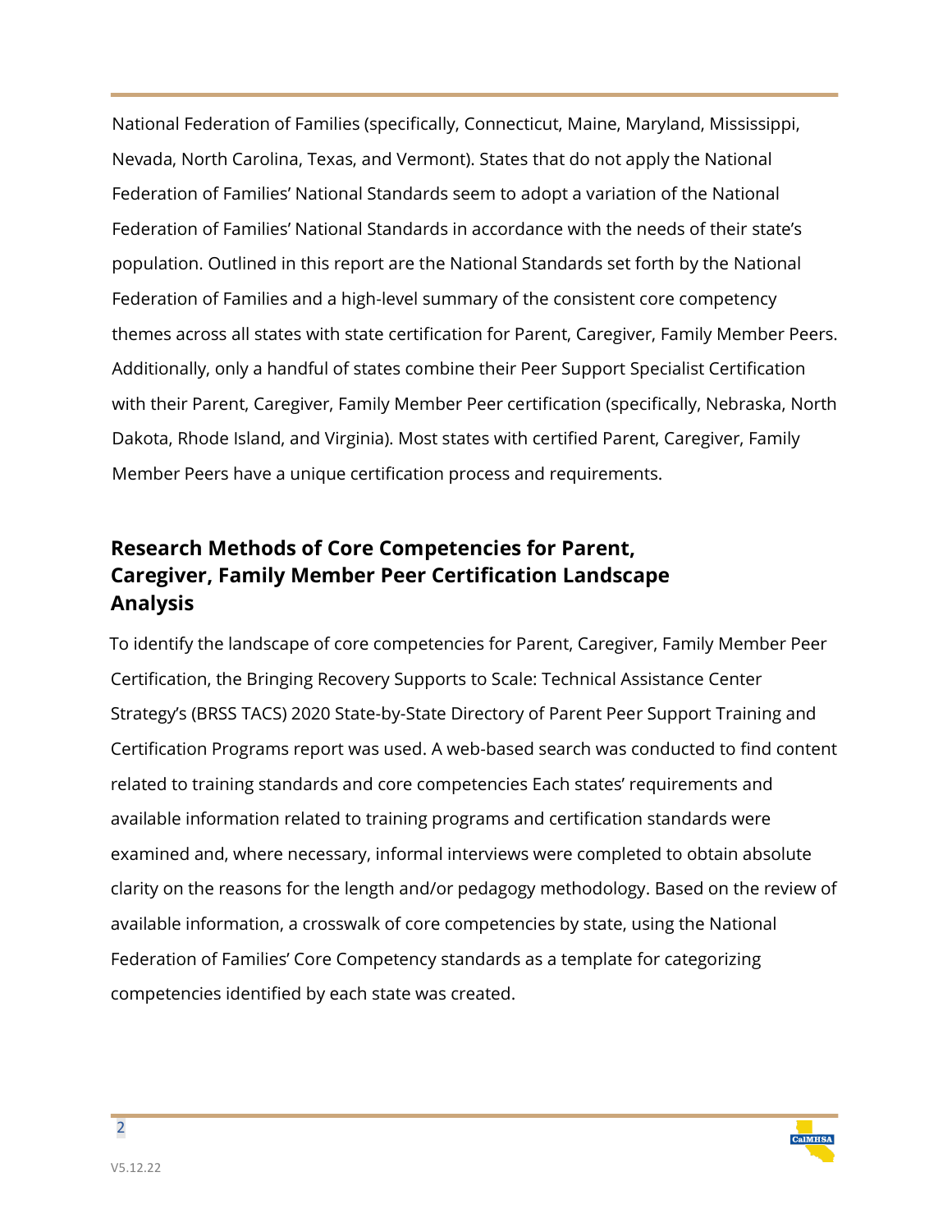National Federation of Families (specifically, Connecticut, Maine, Maryland, Mississippi, Nevada, North Carolina, Texas, and Vermont). States that do not apply the National Federation of Families' National Standards seem to adopt a variation of the National Federation of Families' National Standards in accordance with the needs of their state's population. Outlined in this report are the National Standards set forth by the National Federation of Families and a high-level summary of the consistent core competency themes across all states with state certification for Parent, Caregiver, Family Member Peers. Additionally, only a handful of states combine their Peer Support Specialist Certification with their Parent, Caregiver, Family Member Peer certification (specifically, Nebraska, North Dakota, Rhode Island, and Virginia). Most states with certified Parent, Caregiver, Family Member Peers have a unique certification process and requirements.

## Research Methods of Core Competencies for Parent, Caregiver, Family Member Peer Certification Landscape Analysis

To identify the landscape of core competencies for Parent, Caregiver, Family Member Peer Certification, the Bringing Recovery Supports to Scale: Technical Assistance Center Strategy's (BRSS TACS) 2020 State-by-State Directory of Parent Peer Support Training and Certification Programs report was used. A web-based search was conducted to find content related to training standards and core competencies Each states' requirements and available information related to training programs and certification standards were examined and, where necessary, informal interviews were completed to obtain absolute clarity on the reasons for the length and/or pedagogy methodology. Based on the review of available information, a crosswalk of core competencies by state, using the National Federation of Families' Core Competency standards as a template for categorizing competencies identified by each state was created.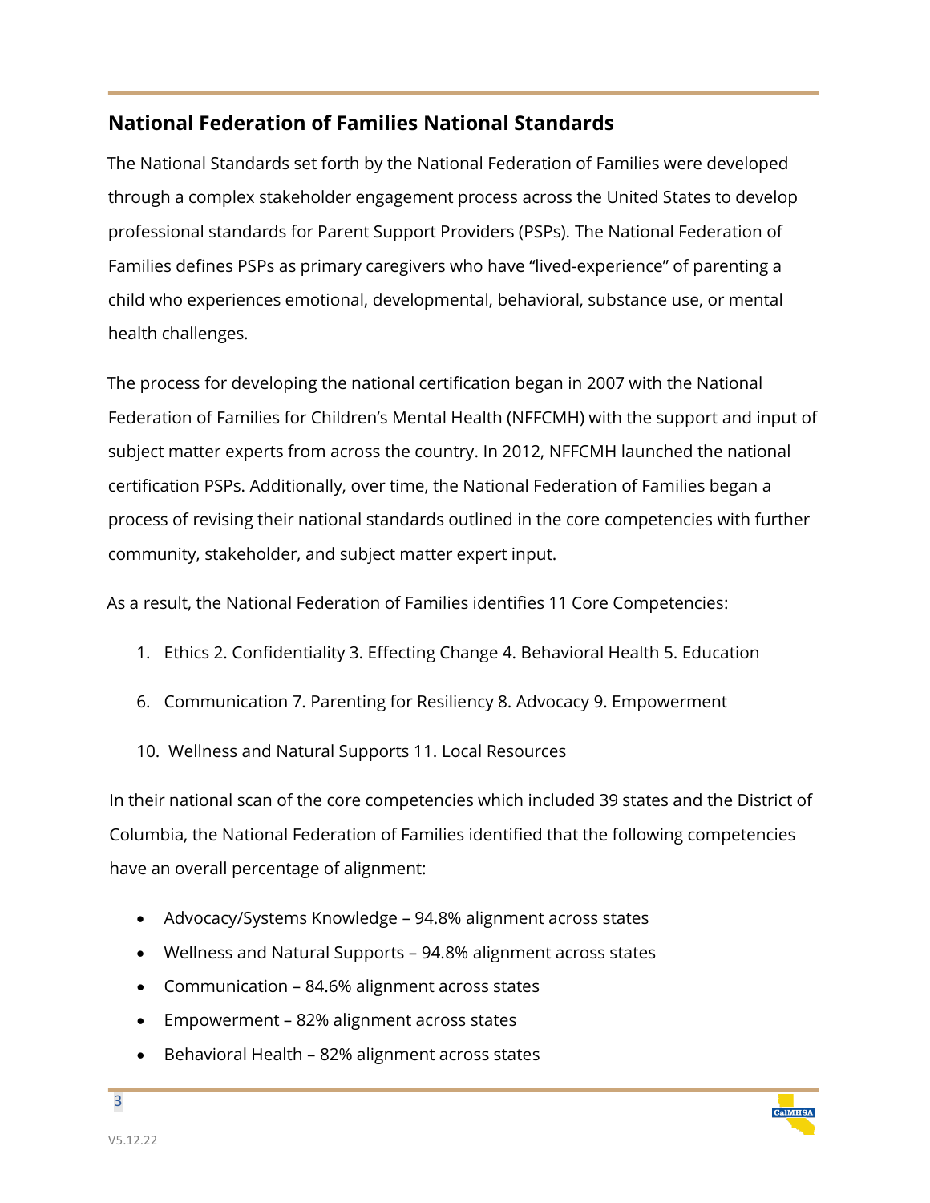## National Federation of Families National Standards

The National Standards set forth by the National Federation of Families were developed through a complex stakeholder engagement process across the United States to develop professional standards for Parent Support Providers (PSPs). The National Federation of Families defines PSPs as primary caregivers who have "lived-experience" of parenting a child who experiences emotional, developmental, behavioral, substance use, or mental health challenges.

The process for developing the national certification began in 2007 with the National Federation of Families for Children's Mental Health (NFFCMH) with the support and input of subject matter experts from across the country. In 2012, NFFCMH launched the national certification PSPs. Additionally, over time, the National Federation of Families began a process of revising their national standards outlined in the core competencies with further community, stakeholder, and subject matter expert input.

As a result, the National Federation of Families identifies 11 Core Competencies:

1. Ethics 2. Confidentiality 3. Effecting Change 4. Behavioral Health 5. Education
6. Communication 7. Parenting for Resiliency 8. Advocacy 9. Empowerment
10. Wellness and Natural Supports 11. Local Resources

In their national scan of the core competencies which included 39 states and the District of Columbia, the National Federation of Families identified that the following competencies have an overall percentage of alignment:

- Advocacy/Systems Knowledge – 94.8% alignment across states
- Wellness and Natural Supports – 94.8% alignment across states
- Communication – 84.6% alignment across states
- Empowerment – 82% alignment across states
- Behavioral Health – 82% alignment across states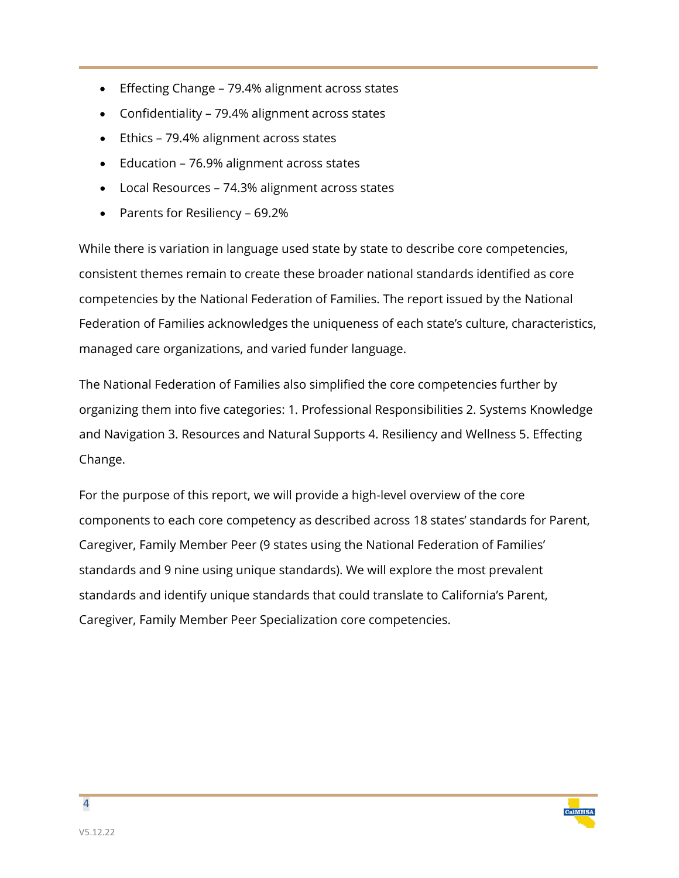- Effecting Change – 79.4% alignment across states
- Confidentiality – 79.4% alignment across states
- Ethics – 79.4% alignment across states
- Education – 76.9% alignment across states
- Local Resources – 74.3% alignment across states
- Parents for Resiliency – 69.2%

While there is variation in language used state by state to describe core competencies, consistent themes remain to create these broader national standards identified as core competencies by the National Federation of Families. The report issued by the National Federation of Families acknowledges the uniqueness of each state's culture, characteristics, managed care organizations, and varied funder language.

The National Federation of Families also simplified the core competencies further by organizing them into five categories: 1. Professional Responsibilities 2. Systems Knowledge and Navigation 3. Resources and Natural Supports 4. Resiliency and Wellness 5. Effecting Change.

For the purpose of this report, we will provide a high-level overview of the core components to each core competency as described across 18 states' standards for Parent, Caregiver, Family Member Peer (9 states using the National Federation of Families' standards and 9 nine using unique standards). We will explore the most prevalent standards and identify unique standards that could translate to California's Parent, Caregiver, Family Member Peer Specialization core competencies.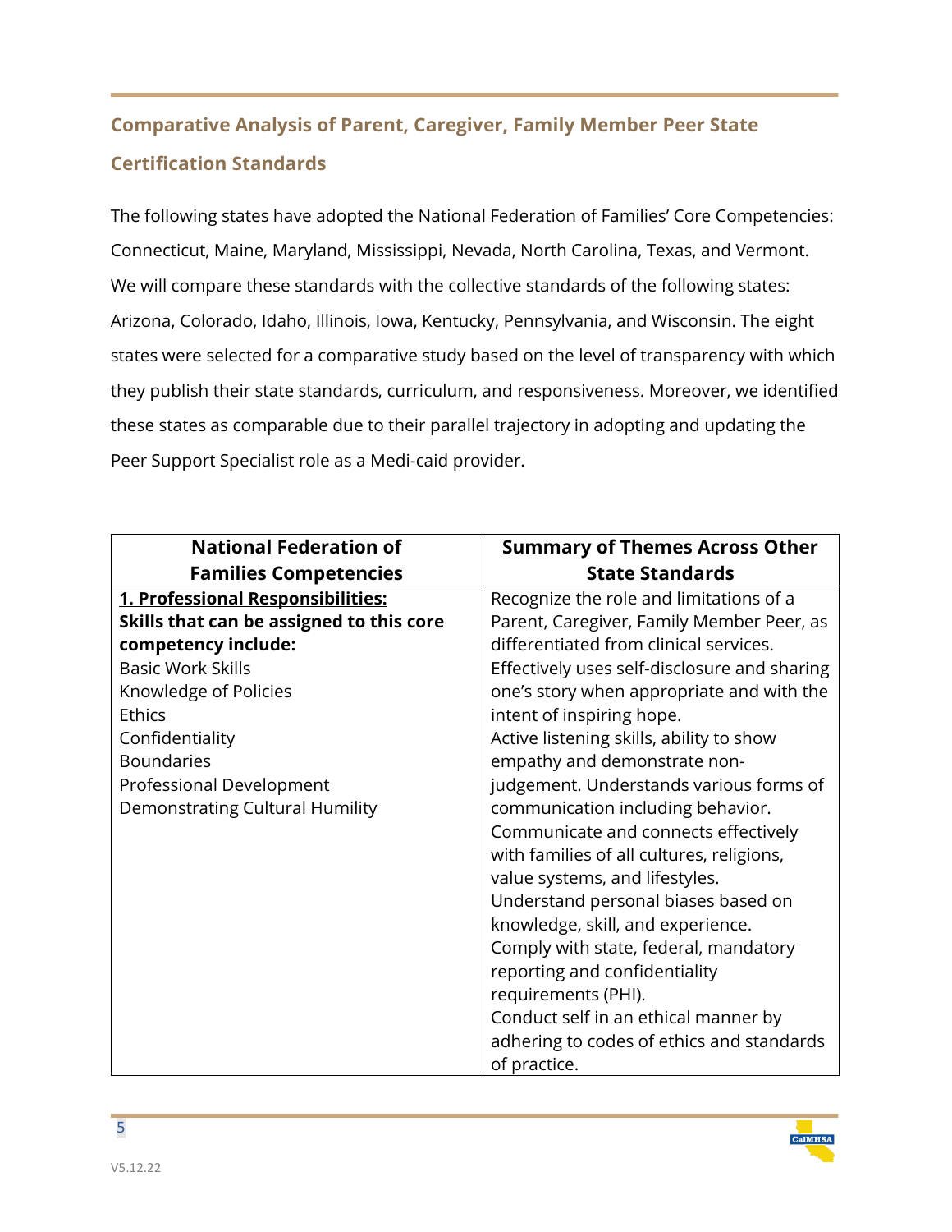## Comparative Analysis of Parent, Caregiver, Family Member Peer State Certification Standards

The following states have adopted the National Federation of Families' Core Competencies: Connecticut, Maine, Maryland, Mississippi, Nevada, North Carolina, Texas, and Vermont. We will compare these standards with the collective standards of the following states: Arizona, Colorado, Idaho, Illinois, Iowa, Kentucky, Pennsylvania, and Wisconsin. The eight states were selected for a comparative study based on the level of transparency with which they publish their state standards, curriculum, and responsiveness. Moreover, we identified these states as comparable due to their parallel trajectory in adopting and updating the Peer Support Specialist role as a Medi-caid provider.

| National Federation of Families Competencies | Summary of Themes Across Other State Standards |
|---|---|
| **1. Professional Responsibilities:**<br>**Skills that can be assigned to this core competency include:**<br>Basic Work Skills<br>Knowledge of Policies<br>Ethics<br>Confidentiality<br>Boundaries<br>Professional Development<br>Demonstrating Cultural Humility | Recognize the role and limitations of a Parent, Caregiver, Family Member Peer, as differentiated from clinical services.<br>Effectively uses self-disclosure and sharing one's story when appropriate and with the intent of inspiring hope.<br>Active listening skills, ability to show empathy and demonstrate non-judgement. Understands various forms of communication including behavior.<br>Communicate and connects effectively with families of all cultures, religions, value systems, and lifestyles.<br>Understand personal biases based on knowledge, skill, and experience.<br>Comply with state, federal, mandatory reporting and confidentiality requirements (PHI).<br>Conduct self in an ethical manner by adhering to codes of ethics and standards of practice. |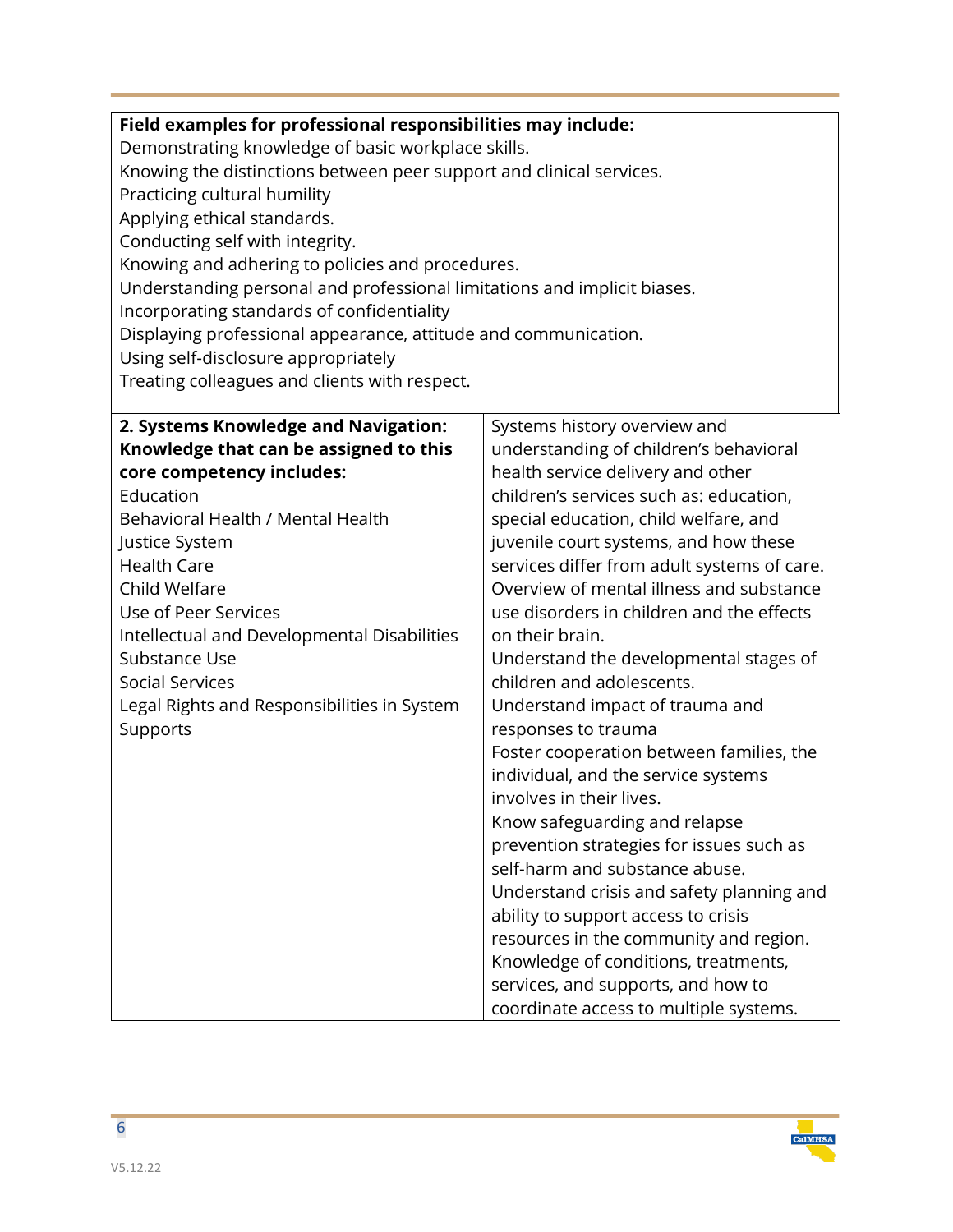| **Field examples for professional responsibilities may include:**<br>Demonstrating knowledge of basic workplace skills.<br>Knowing the distinctions between peer support and clinical services.<br>Practicing cultural humility<br>Applying ethical standards.<br>Conducting self with integrity.<br>Knowing and adhering to policies and procedures.<br>Understanding personal and professional limitations and implicit biases.<br>Incorporating standards of confidentiality<br>Displaying professional appearance, attitude and communication.<br>Using self-disclosure appropriately<br>Treating colleagues and clients with respect. |
|---|

| **<u>2. Systems Knowledge and Navigation:</u>**<br>**Knowledge that can be assigned to this core competency includes:**<br>Education<br>Behavioral Health / Mental Health<br>Justice System<br>Health Care<br>Child Welfare<br>Use of Peer Services<br>Intellectual and Developmental Disabilities<br>Substance Use<br>Social Services<br>Legal Rights and Responsibilities in System Supports | Systems history overview and understanding of children's behavioral health service delivery and other children's services such as: education, special education, child welfare, and juvenile court systems, and how these services differ from adult systems of care.<br>Overview of mental illness and substance use disorders in children and the effects on their brain.<br>Understand the developmental stages of children and adolescents.<br>Understand impact of trauma and responses to trauma<br>Foster cooperation between families, the individual, and the service systems involves in their lives.<br>Know safeguarding and relapse prevention strategies for issues such as self-harm and substance abuse.<br>Understand crisis and safety planning and ability to support access to crisis resources in the community and region.<br>Knowledge of conditions, treatments, services, and supports, and how to coordinate access to multiple systems. |
|---|---|

V5.12.22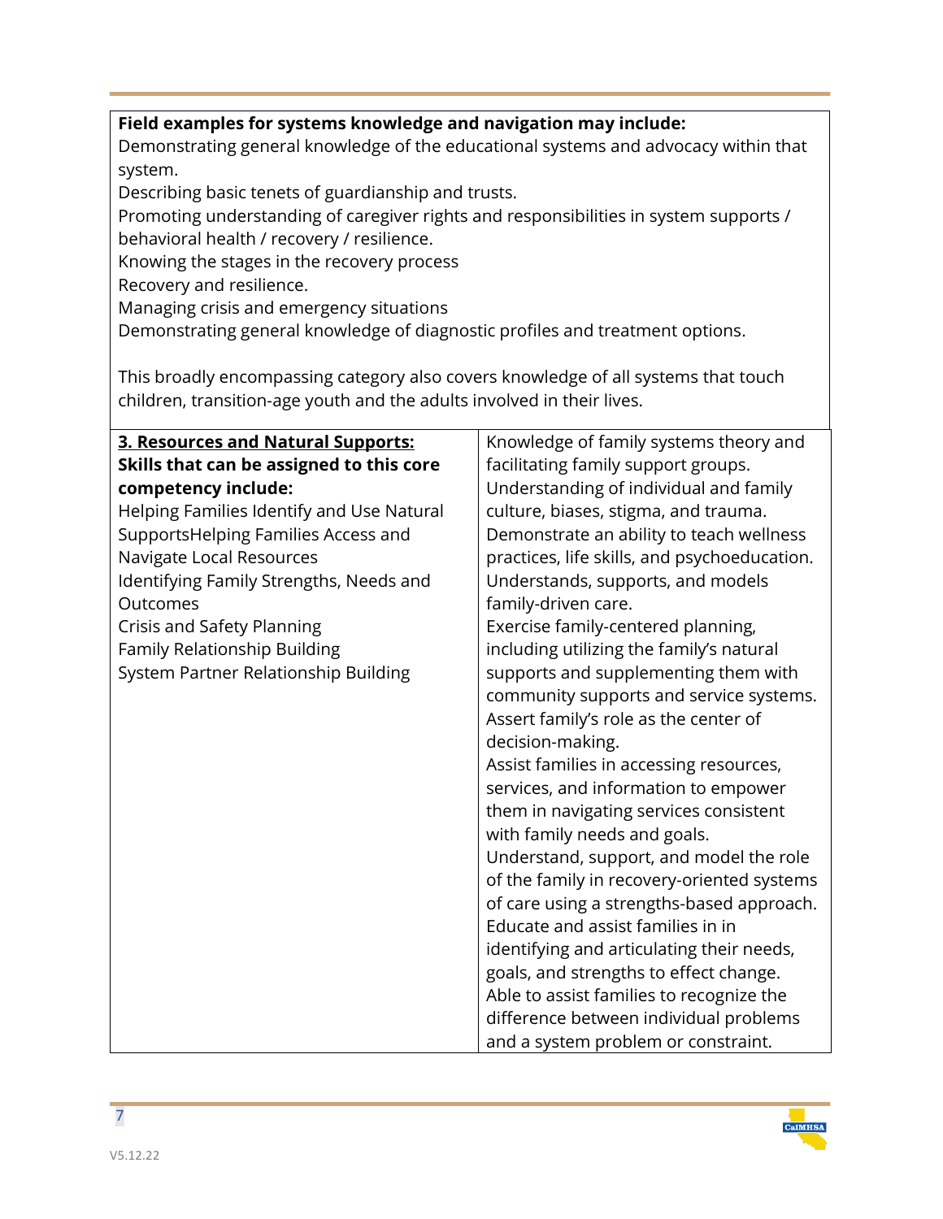**Field examples for systems knowledge and navigation may include:**
Demonstrating general knowledge of the educational systems and advocacy within that system.
Describing basic tenets of guardianship and trusts.
Promoting understanding of caregiver rights and responsibilities in system supports / behavioral health / recovery / resilience.
Knowing the stages in the recovery process
Recovery and resilience.
Managing crisis and emergency situations
Demonstrating general knowledge of diagnostic profiles and treatment options.

This broadly encompassing category also covers knowledge of all systems that touch children, transition-age youth and the adults involved in their lives.

| **3. Resources and Natural Supports:** | |
|---|---|
| **Skills that can be assigned to this core competency include:**<br>Helping Families Identify and Use Natural SupportsHelping Families Access and Navigate Local Resources<br>Identifying Family Strengths, Needs and Outcomes<br>Crisis and Safety Planning<br>Family Relationship Building<br>System Partner Relationship Building | Knowledge of family systems theory and facilitating family support groups.<br>Understanding of individual and family culture, biases, stigma, and trauma.<br>Demonstrate an ability to teach wellness practices, life skills, and psychoeducation.<br>Understands, supports, and models family-driven care.<br>Exercise family-centered planning, including utilizing the family's natural supports and supplementing them with community supports and service systems.<br>Assert family's role as the center of decision-making.<br>Assist families in accessing resources, services, and information to empower them in navigating services consistent with family needs and goals.<br>Understand, support, and model the role of the family in recovery-oriented systems of care using a strengths-based approach.<br>Educate and assist families in in identifying and articulating their needs, goals, and strengths to effect change.<br>Able to assist families to recognize the difference between individual problems and a system problem or constraint. |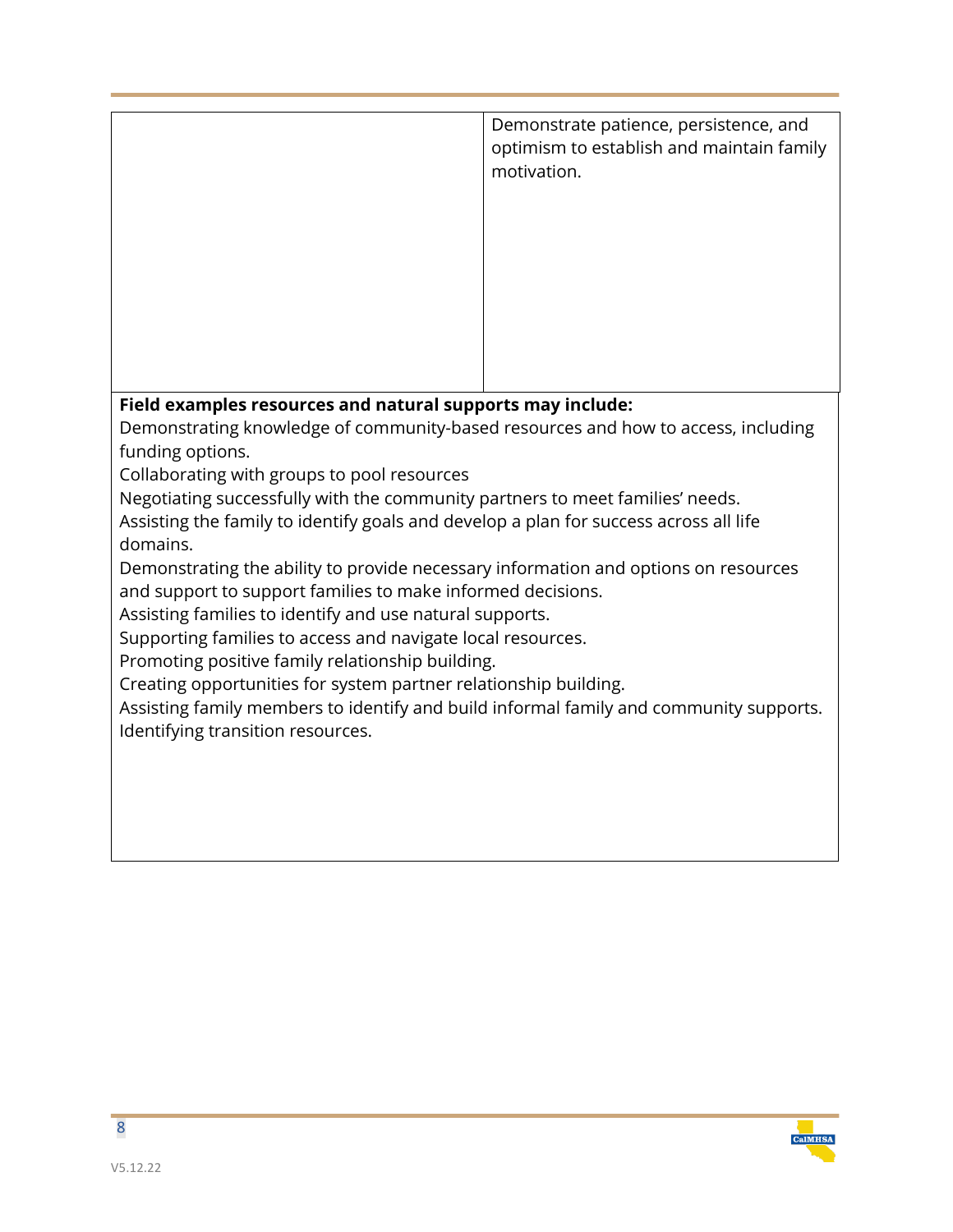|  | Demonstrate patience, persistence, and optimism to establish and maintain family motivation. |
| --- | --- |

**Field examples resources and natural supports may include:**

Demonstrating knowledge of community-based resources and how to access, including funding options.

Collaborating with groups to pool resources

Negotiating successfully with the community partners to meet families' needs.

Assisting the family to identify goals and develop a plan for success across all life domains.

Demonstrating the ability to provide necessary information and options on resources and support to support families to make informed decisions.

Assisting families to identify and use natural supports.

Supporting families to access and navigate local resources.

Promoting positive family relationship building.

Creating opportunities for system partner relationship building.

Assisting family members to identify and build informal family and community supports.

Identifying transition resources.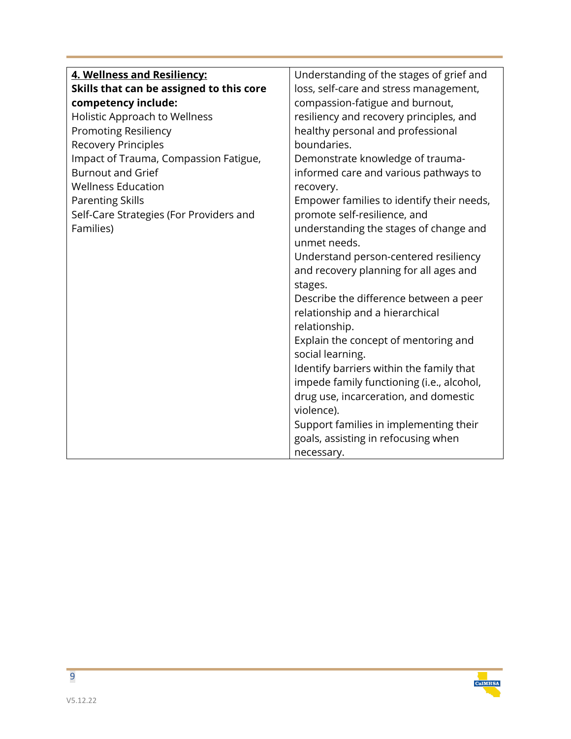| **4. Wellness and Resiliency:**<br>**Skills that can be assigned to this core competency include:**<br>Holistic Approach to Wellness<br>Promoting Resiliency<br>Recovery Principles<br>Impact of Trauma, Compassion Fatigue, Burnout and Grief<br>Wellness Education<br>Parenting Skills<br>Self-Care Strategies (For Providers and Families) | Understanding of the stages of grief and loss, self-care and stress management, compassion-fatigue and burnout, resiliency and recovery principles, and healthy personal and professional boundaries.<br>Demonstrate knowledge of trauma-informed care and various pathways to recovery.<br>Empower families to identify their needs, promote self-resilience, and understanding the stages of change and unmet needs.<br>Understand person-centered resiliency and recovery planning for all ages and stages.<br>Describe the difference between a peer relationship and a hierarchical relationship.<br>Explain the concept of mentoring and social learning.<br>Identify barriers within the family that impede family functioning (i.e., alcohol, drug use, incarceration, and domestic violence).<br>Support families in implementing their goals, assisting in refocusing when necessary. |
|---|---|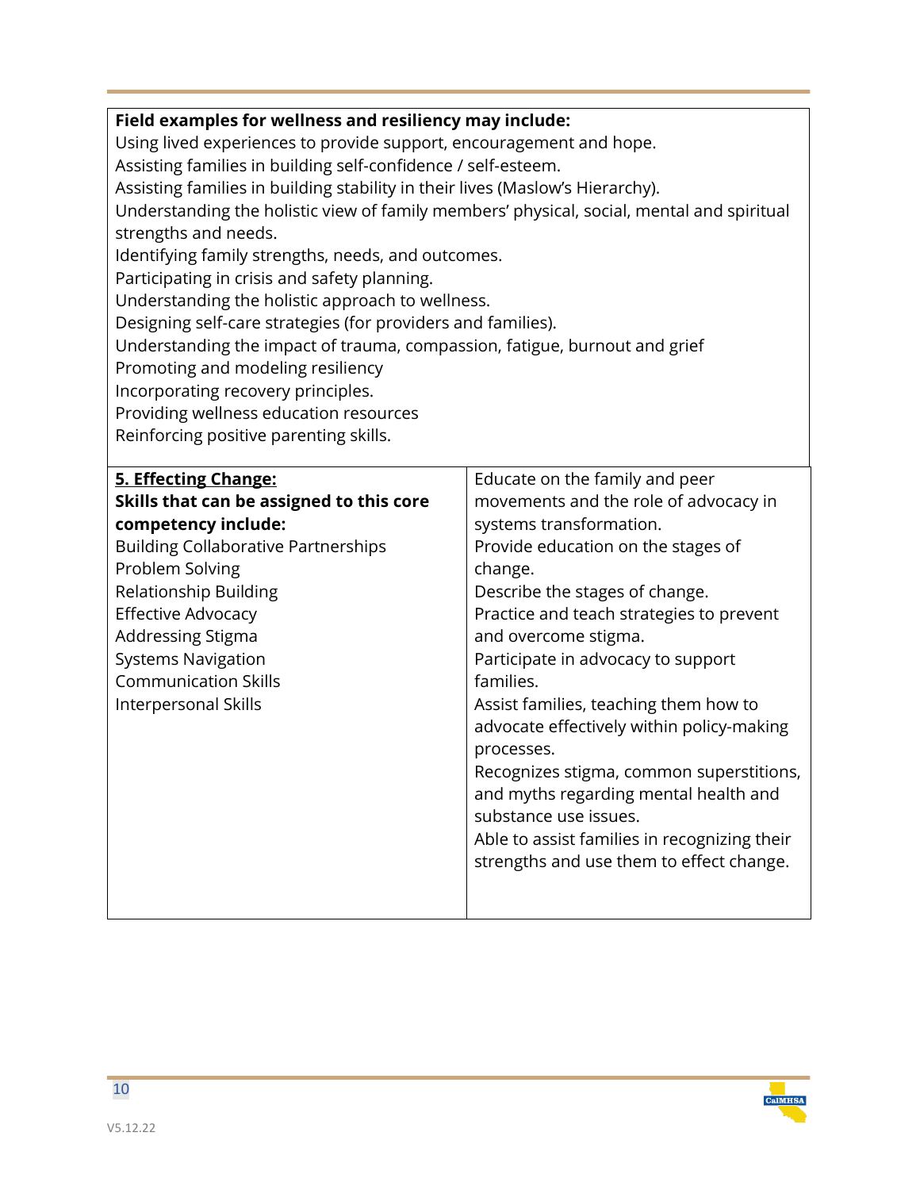**Field examples for wellness and resiliency may include:**
Using lived experiences to provide support, encouragement and hope.
Assisting families in building self-confidence / self-esteem.
Assisting families in building stability in their lives (Maslow's Hierarchy).
Understanding the holistic view of family members' physical, social, mental and spiritual strengths and needs.
Identifying family strengths, needs, and outcomes.
Participating in crisis and safety planning.
Understanding the holistic approach to wellness.
Designing self-care strategies (for providers and families).
Understanding the impact of trauma, compassion, fatigue, burnout and grief
Promoting and modeling resiliency
Incorporating recovery principles.
Providing wellness education resources
Reinforcing positive parenting skills.

| **5. Effecting Change:** | |
|---|---|
| **Skills that can be assigned to this core competency include:**<br>Building Collaborative Partnerships<br>Problem Solving<br>Relationship Building<br>Effective Advocacy<br>Addressing Stigma<br>Systems Navigation<br>Communication Skills<br>Interpersonal Skills | Educate on the family and peer movements and the role of advocacy in systems transformation.<br>Provide education on the stages of change.<br>Describe the stages of change.<br>Practice and teach strategies to prevent and overcome stigma.<br>Participate in advocacy to support families.<br>Assist families, teaching them how to advocate effectively within policy-making processes.<br>Recognizes stigma, common superstitions, and myths regarding mental health and substance use issues.<br>Able to assist families in recognizing their strengths and use them to effect change. |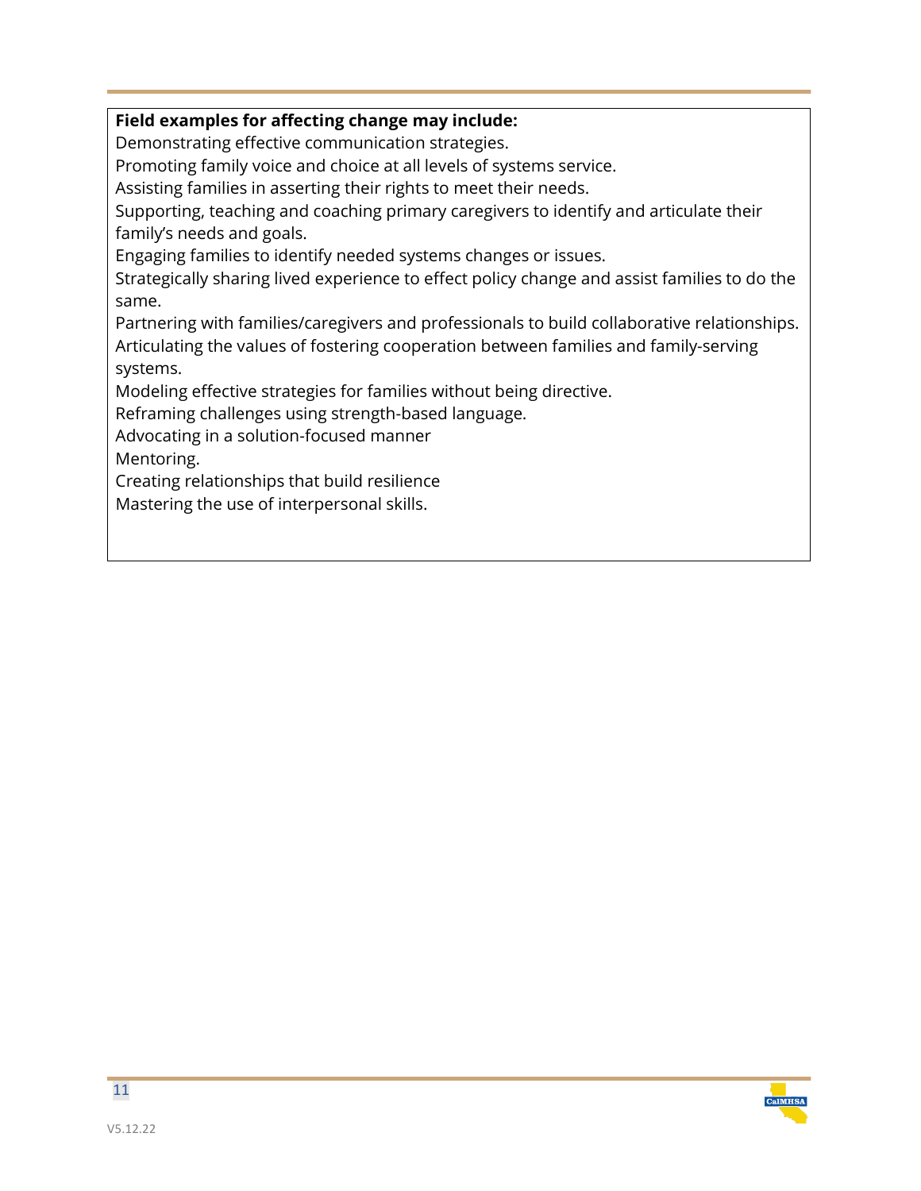**Field examples for affecting change may include:**

Demonstrating effective communication strategies.
Promoting family voice and choice at all levels of systems service.
Assisting families in asserting their rights to meet their needs.
Supporting, teaching and coaching primary caregivers to identify and articulate their family's needs and goals.
Engaging families to identify needed systems changes or issues.
Strategically sharing lived experience to effect policy change and assist families to do the same.
Partnering with families/caregivers and professionals to build collaborative relationships.
Articulating the values of fostering cooperation between families and family-serving systems.
Modeling effective strategies for families without being directive.
Reframing challenges using strength-based language.
Advocating in a solution-focused manner
Mentoring.
Creating relationships that build resilience
Mastering the use of interpersonal skills.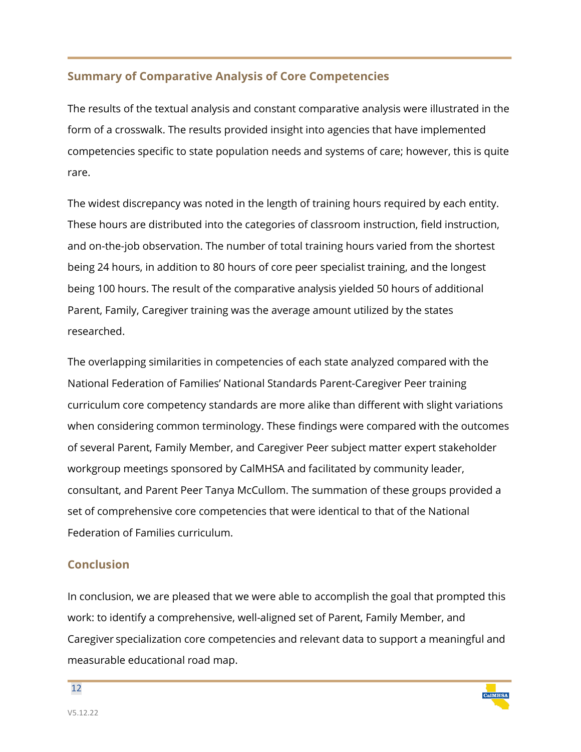## Summary of Comparative Analysis of Core Competencies

The results of the textual analysis and constant comparative analysis were illustrated in the form of a crosswalk. The results provided insight into agencies that have implemented competencies specific to state population needs and systems of care; however, this is quite rare.

The widest discrepancy was noted in the length of training hours required by each entity. These hours are distributed into the categories of classroom instruction, field instruction, and on-the-job observation. The number of total training hours varied from the shortest being 24 hours, in addition to 80 hours of core peer specialist training, and the longest being 100 hours. The result of the comparative analysis yielded 50 hours of additional Parent, Family, Caregiver training was the average amount utilized by the states researched.

The overlapping similarities in competencies of each state analyzed compared with the National Federation of Families' National Standards Parent-Caregiver Peer training curriculum core competency standards are more alike than different with slight variations when considering common terminology. These findings were compared with the outcomes of several Parent, Family Member, and Caregiver Peer subject matter expert stakeholder workgroup meetings sponsored by CalMHSA and facilitated by community leader, consultant, and Parent Peer Tanya McCullom. The summation of these groups provided a set of comprehensive core competencies that were identical to that of the National Federation of Families curriculum.

## Conclusion

In conclusion, we are pleased that we were able to accomplish the goal that prompted this work: to identify a comprehensive, well-aligned set of Parent, Family Member, and Caregiver specialization core competencies and relevant data to support a meaningful and measurable educational road map.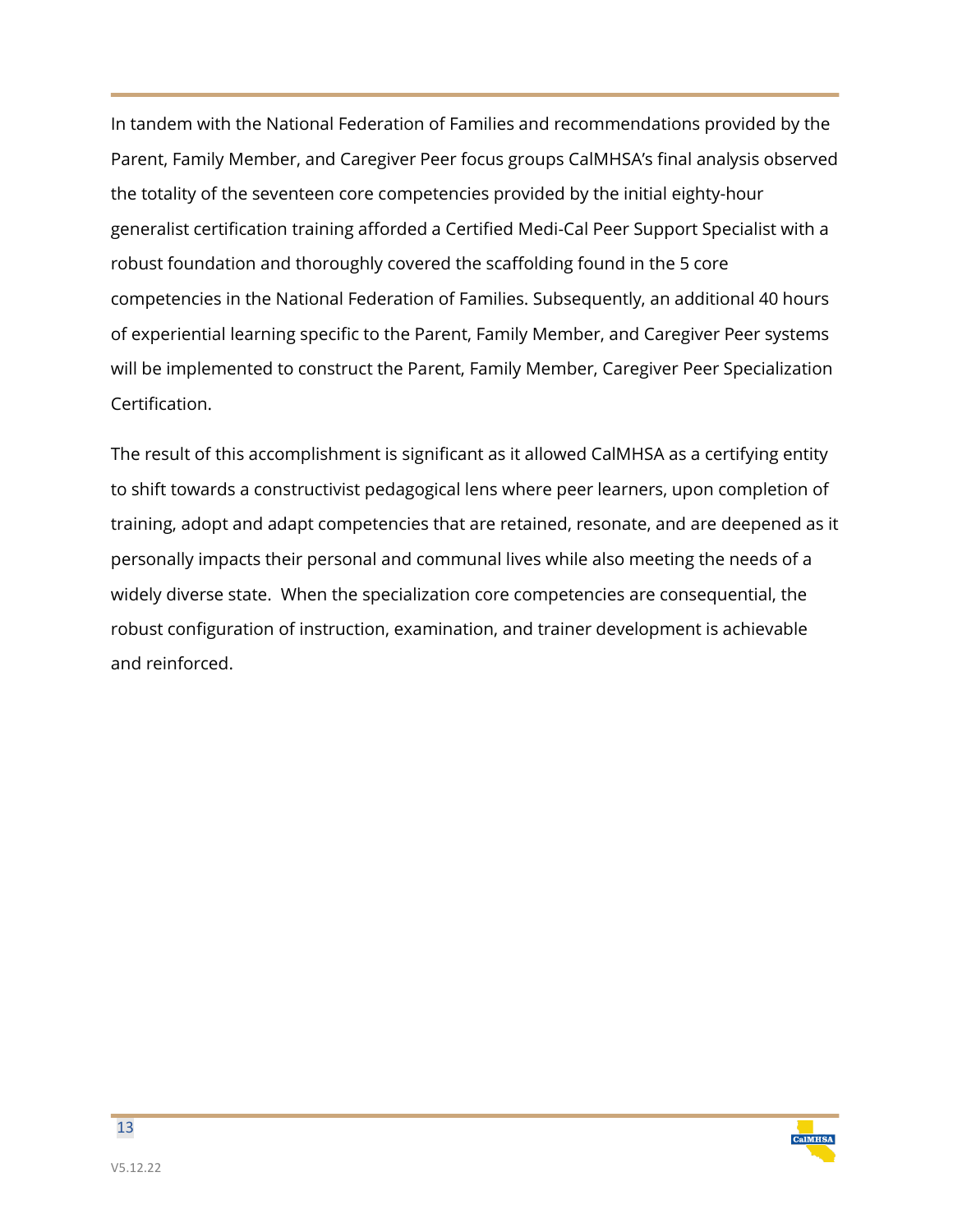In tandem with the National Federation of Families and recommendations provided by the Parent, Family Member, and Caregiver Peer focus groups CalMHSA's final analysis observed the totality of the seventeen core competencies provided by the initial eighty-hour generalist certification training afforded a Certified Medi-Cal Peer Support Specialist with a robust foundation and thoroughly covered the scaffolding found in the 5 core competencies in the National Federation of Families. Subsequently, an additional 40 hours of experiential learning specific to the Parent, Family Member, and Caregiver Peer systems will be implemented to construct the Parent, Family Member, Caregiver Peer Specialization Certification.

The result of this accomplishment is significant as it allowed CalMHSA as a certifying entity to shift towards a constructivist pedagogical lens where peer learners, upon completion of training, adopt and adapt competencies that are retained, resonate, and are deepened as it personally impacts their personal and communal lives while also meeting the needs of a widely diverse state. When the specialization core competencies are consequential, the robust configuration of instruction, examination, and trainer development is achievable and reinforced.